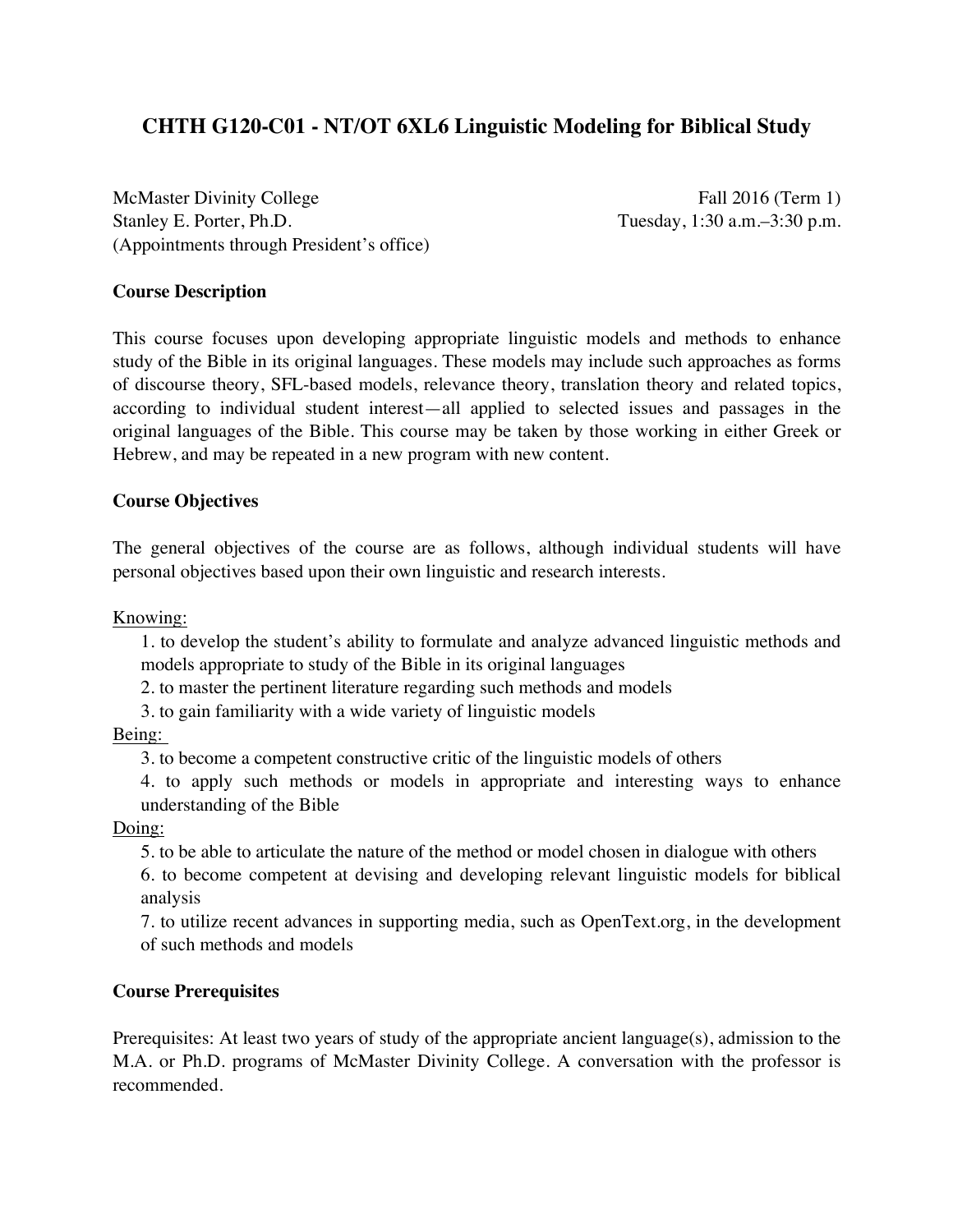# CHTH G120-C01 - NT/OT 6XL6 Linguistic Modeling for Biblical Study

McMaster Divinity College
Stanley E. Porter, Ph.D.
(Appointments through President's office)

Fall 2016 (Term 1)
Tuesday, 1:30 a.m.–3:30 p.m.

## Course Description

This course focuses upon developing appropriate linguistic models and methods to enhance study of the Bible in its original languages. These models may include such approaches as forms of discourse theory, SFL-based models, relevance theory, translation theory and related topics, according to individual student interest—all applied to selected issues and passages in the original languages of the Bible. This course may be taken by those working in either Greek or Hebrew, and may be repeated in a new program with new content.

## Course Objectives

The general objectives of the course are as follows, although individual students will have personal objectives based upon their own linguistic and research interests.

Knowing:

1. to develop the student's ability to formulate and analyze advanced linguistic methods and models appropriate to study of the Bible in its original languages
2. to master the pertinent literature regarding such methods and models
3. to gain familiarity with a wide variety of linguistic models

Being:

3. to become a competent constructive critic of the linguistic models of others
4. to apply such methods or models in appropriate and interesting ways to enhance understanding of the Bible

Doing:

5. to be able to articulate the nature of the method or model chosen in dialogue with others
6. to become competent at devising and developing relevant linguistic models for biblical analysis
7. to utilize recent advances in supporting media, such as OpenText.org, in the development of such methods and models

## Course Prerequisites

Prerequisites: At least two years of study of the appropriate ancient language(s), admission to the M.A. or Ph.D. programs of McMaster Divinity College. A conversation with the professor is recommended.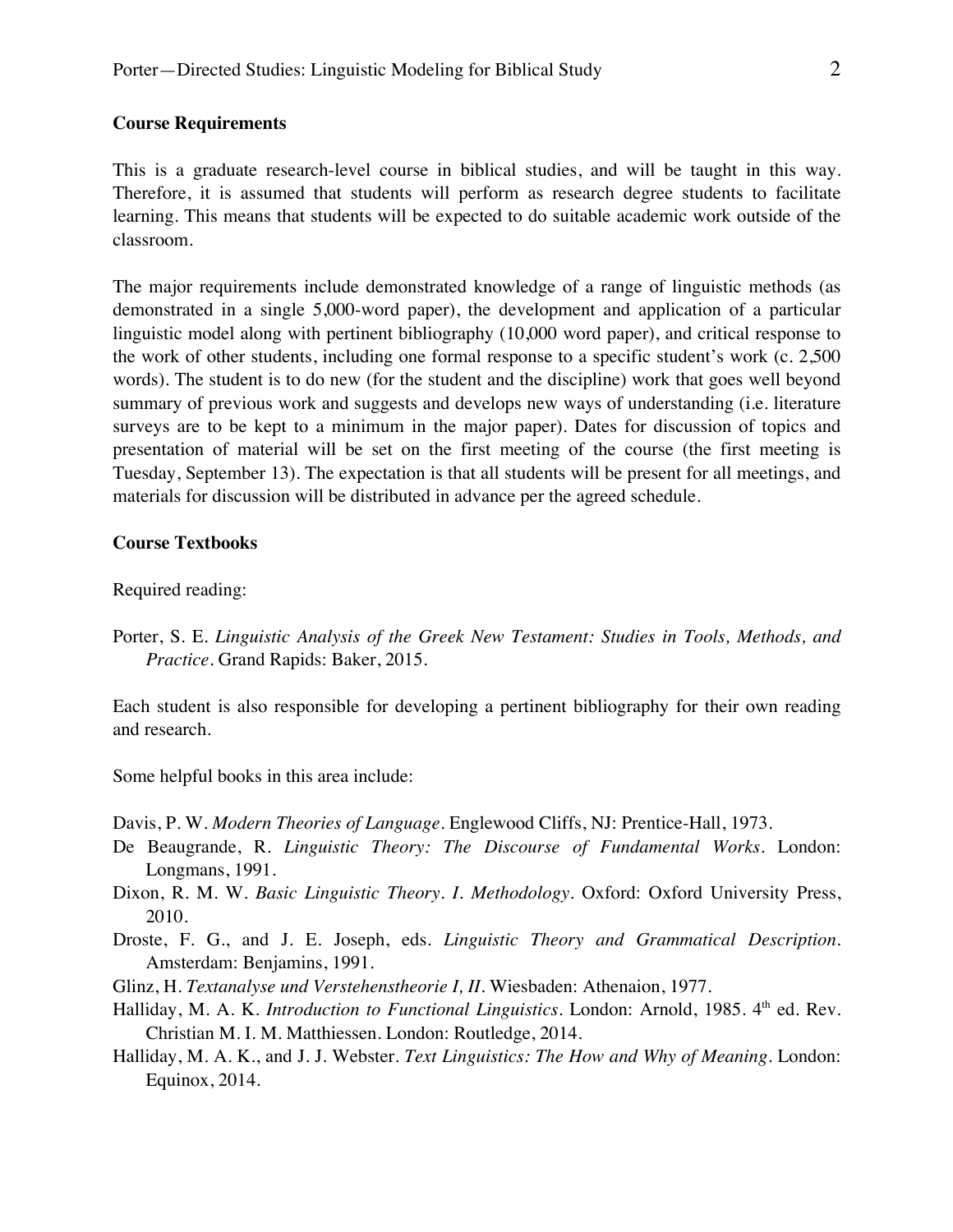### Course Requirements

This is a graduate research-level course in biblical studies, and will be taught in this way. Therefore, it is assumed that students will perform as research degree students to facilitate learning. This means that students will be expected to do suitable academic work outside of the classroom.

The major requirements include demonstrated knowledge of a range of linguistic methods (as demonstrated in a single 5,000-word paper), the development and application of a particular linguistic model along with pertinent bibliography (10,000 word paper), and critical response to the work of other students, including one formal response to a specific student's work (c. 2,500 words). The student is to do new (for the student and the discipline) work that goes well beyond summary of previous work and suggests and develops new ways of understanding (i.e. literature surveys are to be kept to a minimum in the major paper). Dates for discussion of topics and presentation of material will be set on the first meeting of the course (the first meeting is Tuesday, September 13). The expectation is that all students will be present for all meetings, and materials for discussion will be distributed in advance per the agreed schedule.

### Course Textbooks

Required reading:

Porter, S. E. *Linguistic Analysis of the Greek New Testament: Studies in Tools, Methods, and Practice*. Grand Rapids: Baker, 2015.

Each student is also responsible for developing a pertinent bibliography for their own reading and research.

Some helpful books in this area include:

Davis, P. W. *Modern Theories of Language*. Englewood Cliffs, NJ: Prentice-Hall, 1973.

De Beaugrande, R. *Linguistic Theory: The Discourse of Fundamental Works*. London: Longmans, 1991.

Dixon, R. M. W. *Basic Linguistic Theory. I. Methodology*. Oxford: Oxford University Press, 2010.

Droste, F. G., and J. E. Joseph, eds. *Linguistic Theory and Grammatical Description*. Amsterdam: Benjamins, 1991.

Glinz, H. *Textanalyse und Verstehenstheorie I, II*. Wiesbaden: Athenaion, 1977.

Halliday, M. A. K. *Introduction to Functional Linguistics*. London: Arnold, 1985. 4th ed. Rev. Christian M. I. M. Matthiessen. London: Routledge, 2014.

Halliday, M. A. K., and J. J. Webster. *Text Linguistics: The How and Why of Meaning*. London: Equinox, 2014.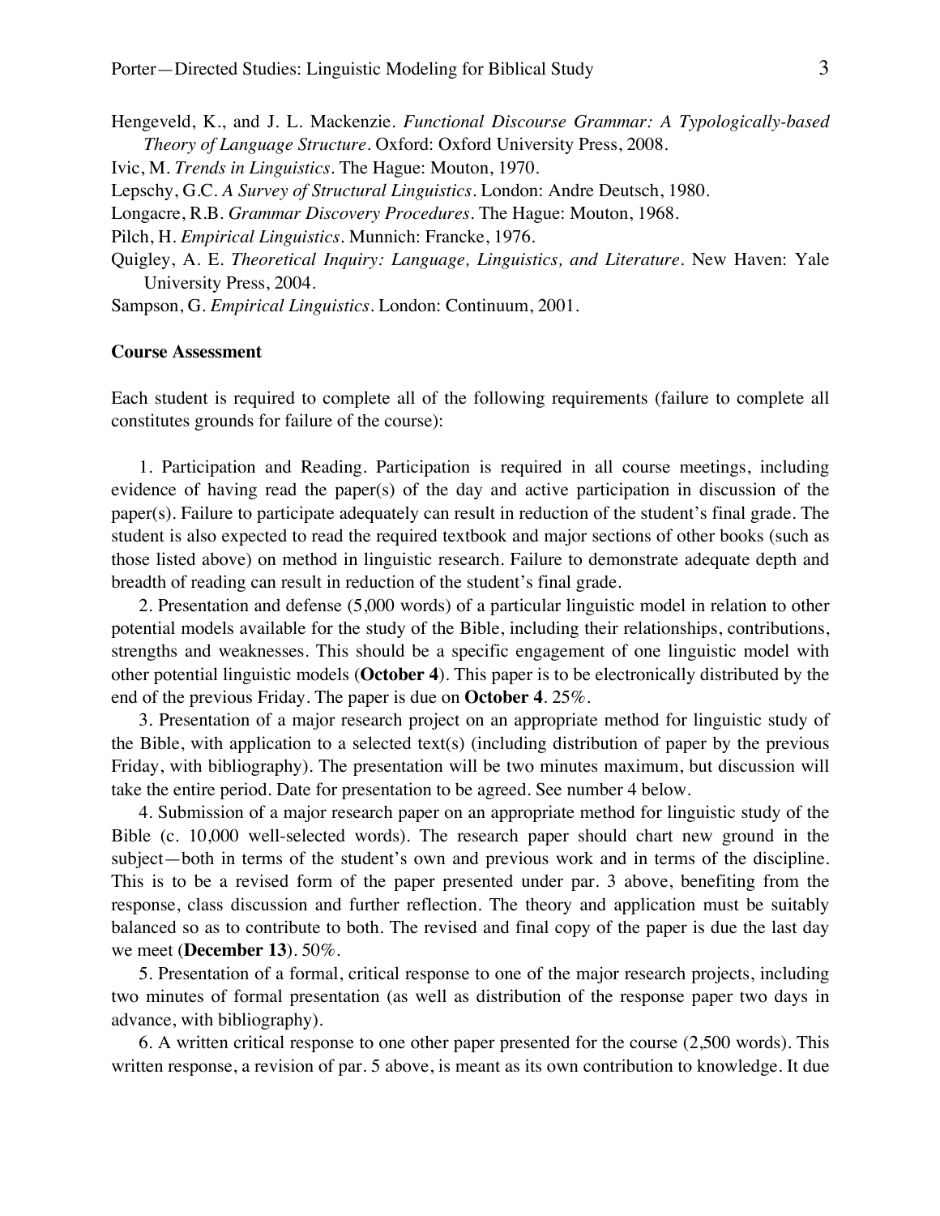Hengeveld, K., and J. L. Mackenzie. *Functional Discourse Grammar: A Typologically-based Theory of Language Structure*. Oxford: Oxford University Press, 2008.

Ivic, M. *Trends in Linguistics*. The Hague: Mouton, 1970.

Lepschy, G.C. *A Survey of Structural Linguistics*. London: Andre Deutsch, 1980.

Longacre, R.B. *Grammar Discovery Procedures*. The Hague: Mouton, 1968.

Pilch, H. *Empirical Linguistics*. Munnich: Francke, 1976.

Quigley, A. E. *Theoretical Inquiry: Language, Linguistics, and Literature*. New Haven: Yale University Press, 2004.

Sampson, G. *Empirical Linguistics*. London: Continuum, 2001.

**Course Assessment**

Each student is required to complete all of the following requirements (failure to complete all constitutes grounds for failure of the course):

1. Participation and Reading. Participation is required in all course meetings, including evidence of having read the paper(s) of the day and active participation in discussion of the paper(s). Failure to participate adequately can result in reduction of the student's final grade. The student is also expected to read the required textbook and major sections of other books (such as those listed above) on method in linguistic research. Failure to demonstrate adequate depth and breadth of reading can result in reduction of the student's final grade.

2. Presentation and defense (5,000 words) of a particular linguistic model in relation to other potential models available for the study of the Bible, including their relationships, contributions, strengths and weaknesses. This should be a specific engagement of one linguistic model with other potential linguistic models (**October 4**). This paper is to be electronically distributed by the end of the previous Friday. The paper is due on **October 4**. 25%.

3. Presentation of a major research project on an appropriate method for linguistic study of the Bible, with application to a selected text(s) (including distribution of paper by the previous Friday, with bibliography). The presentation will be two minutes maximum, but discussion will take the entire period. Date for presentation to be agreed. See number 4 below.

4. Submission of a major research paper on an appropriate method for linguistic study of the Bible (c. 10,000 well-selected words). The research paper should chart new ground in the subject—both in terms of the student's own and previous work and in terms of the discipline. This is to be a revised form of the paper presented under par. 3 above, benefiting from the response, class discussion and further reflection. The theory and application must be suitably balanced so as to contribute to both. The revised and final copy of the paper is due the last day we meet (**December 13**). 50%.

5. Presentation of a formal, critical response to one of the major research projects, including two minutes of formal presentation (as well as distribution of the response paper two days in advance, with bibliography).

6. A written critical response to one other paper presented for the course (2,500 words). This written response, a revision of par. 5 above, is meant as its own contribution to knowledge. It due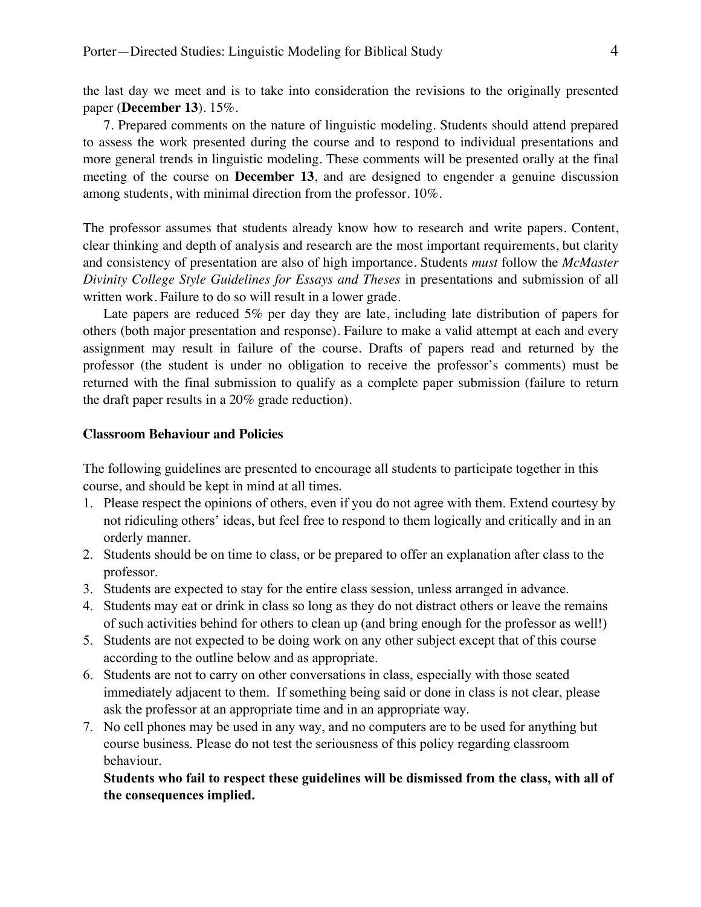the last day we meet and is to take into consideration the revisions to the originally presented paper (**December 13**). 15%.

7. Prepared comments on the nature of linguistic modeling. Students should attend prepared to assess the work presented during the course and to respond to individual presentations and more general trends in linguistic modeling. These comments will be presented orally at the final meeting of the course on **December 13**, and are designed to engender a genuine discussion among students, with minimal direction from the professor. 10%.

The professor assumes that students already know how to research and write papers. Content, clear thinking and depth of analysis and research are the most important requirements, but clarity and consistency of presentation are also of high importance. Students *must* follow the *McMaster Divinity College Style Guidelines for Essays and Theses* in presentations and submission of all written work. Failure to do so will result in a lower grade.

Late papers are reduced 5% per day they are late, including late distribution of papers for others (both major presentation and response). Failure to make a valid attempt at each and every assignment may result in failure of the course. Drafts of papers read and returned by the professor (the student is under no obligation to receive the professor's comments) must be returned with the final submission to qualify as a complete paper submission (failure to return the draft paper results in a 20% grade reduction).

**Classroom Behaviour and Policies**

The following guidelines are presented to encourage all students to participate together in this course, and should be kept in mind at all times.

1. Please respect the opinions of others, even if you do not agree with them. Extend courtesy by not ridiculing others' ideas, but feel free to respond to them logically and critically and in an orderly manner.
2. Students should be on time to class, or be prepared to offer an explanation after class to the professor.
3. Students are expected to stay for the entire class session, unless arranged in advance.
4. Students may eat or drink in class so long as they do not distract others or leave the remains of such activities behind for others to clean up (and bring enough for the professor as well!)
5. Students are not expected to be doing work on any other subject except that of this course according to the outline below and as appropriate.
6. Students are not to carry on other conversations in class, especially with those seated immediately adjacent to them. If something being said or done in class is not clear, please ask the professor at an appropriate time and in an appropriate way.
7. No cell phones may be used in any way, and no computers are to be used for anything but course business. Please do not test the seriousness of this policy regarding classroom behaviour.

   **Students who fail to respect these guidelines will be dismissed from the class, with all of the consequences implied.**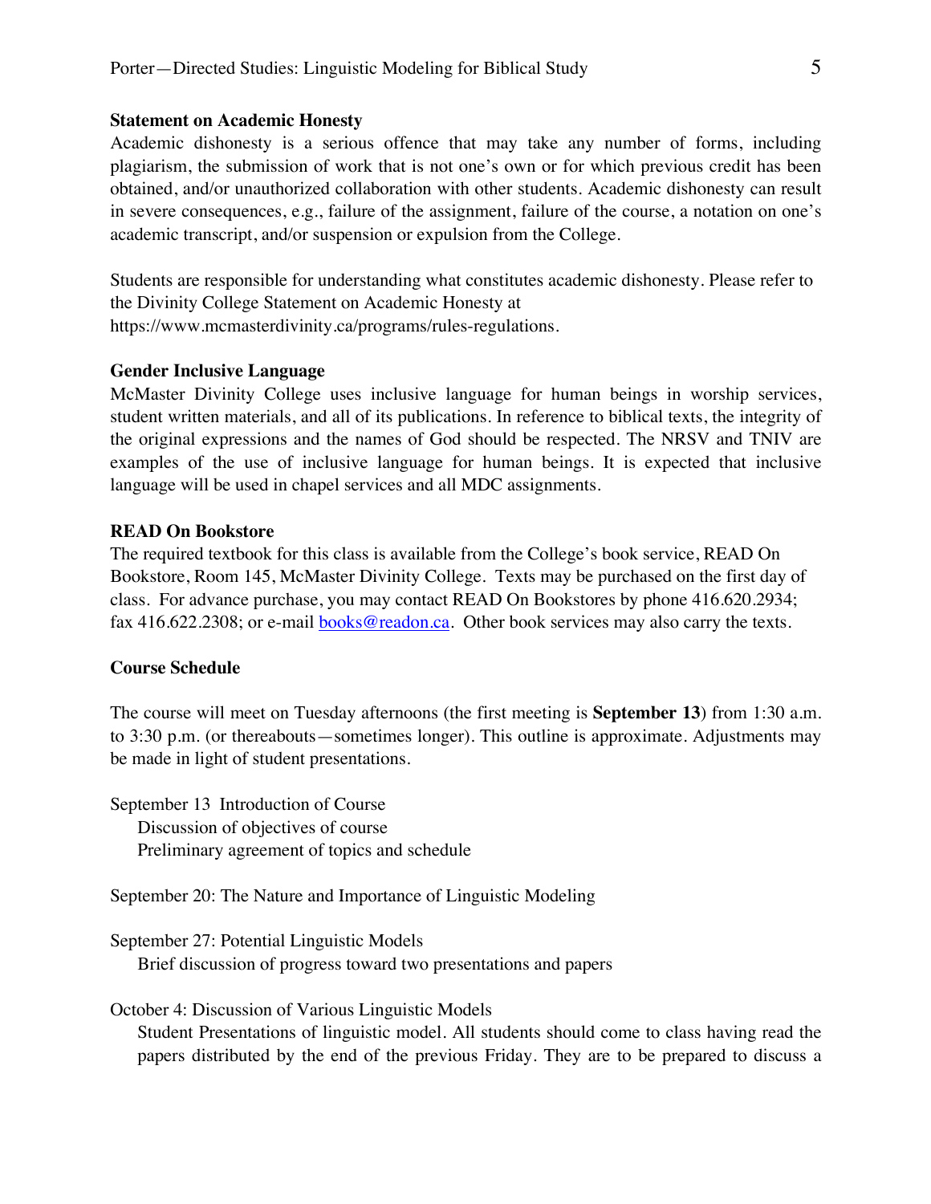**Statement on Academic Honesty**

Academic dishonesty is a serious offence that may take any number of forms, including plagiarism, the submission of work that is not one's own or for which previous credit has been obtained, and/or unauthorized collaboration with other students. Academic dishonesty can result in severe consequences, e.g., failure of the assignment, failure of the course, a notation on one's academic transcript, and/or suspension or expulsion from the College.

Students are responsible for understanding what constitutes academic dishonesty. Please refer to the Divinity College Statement on Academic Honesty at https://www.mcmasterdivinity.ca/programs/rules-regulations.

**Gender Inclusive Language**

McMaster Divinity College uses inclusive language for human beings in worship services, student written materials, and all of its publications. In reference to biblical texts, the integrity of the original expressions and the names of God should be respected. The NRSV and TNIV are examples of the use of inclusive language for human beings. It is expected that inclusive language will be used in chapel services and all MDC assignments.

**READ On Bookstore**

The required textbook for this class is available from the College's book service, READ On Bookstore, Room 145, McMaster Divinity College. Texts may be purchased on the first day of class. For advance purchase, you may contact READ On Bookstores by phone 416.620.2934; fax 416.622.2308; or e-mail books@readon.ca. Other book services may also carry the texts.

**Course Schedule**

The course will meet on Tuesday afternoons (the first meeting is **September 13**) from 1:30 a.m. to 3:30 p.m. (or thereabouts—sometimes longer). This outline is approximate. Adjustments may be made in light of student presentations.

September 13 Introduction of Course
- Discussion of objectives of course
- Preliminary agreement of topics and schedule

September 20: The Nature and Importance of Linguistic Modeling

September 27: Potential Linguistic Models
- Brief discussion of progress toward two presentations and papers

October 4: Discussion of Various Linguistic Models
- Student Presentations of linguistic model. All students should come to class having read the papers distributed by the end of the previous Friday. They are to be prepared to discuss a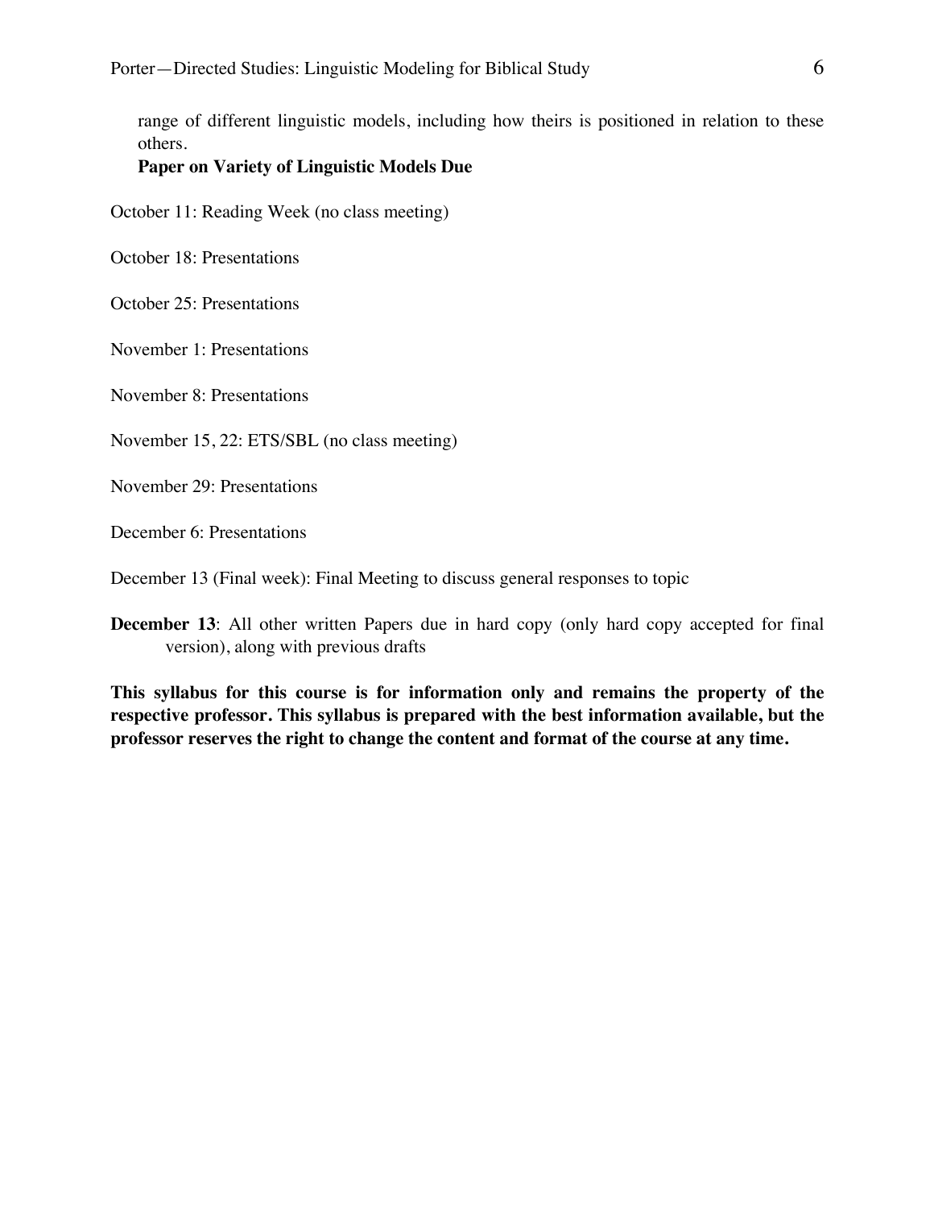range of different linguistic models, including how theirs is positioned in relation to these others.
**Paper on Variety of Linguistic Models Due**

October 11: Reading Week (no class meeting)

October 18: Presentations

October 25: Presentations

November 1: Presentations

November 8: Presentations

November 15, 22: ETS/SBL (no class meeting)

November 29: Presentations

December 6: Presentations

December 13 (Final week): Final Meeting to discuss general responses to topic

**December 13**: All other written Papers due in hard copy (only hard copy accepted for final version), along with previous drafts

**This syllabus for this course is for information only and remains the property of the respective professor. This syllabus is prepared with the best information available, but the professor reserves the right to change the content and format of the course at any time.**